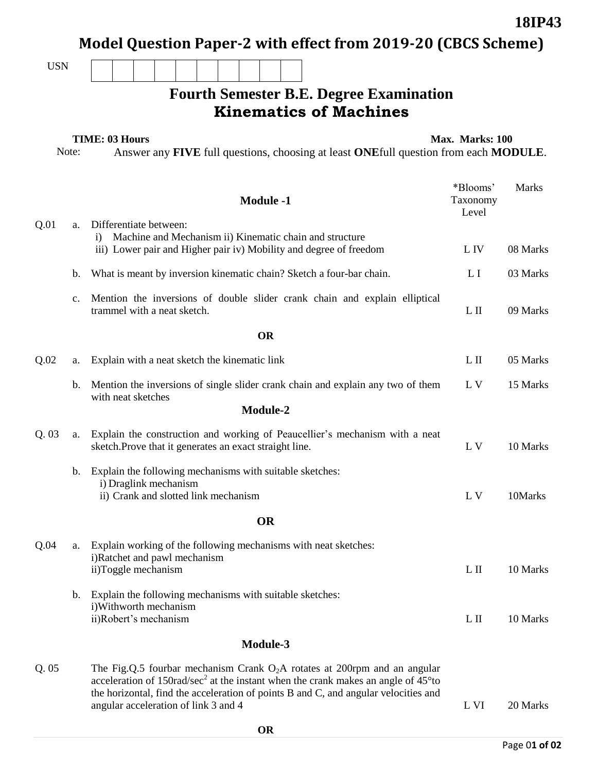18IP43

# Model Question Paper-2 with effect from 2019-20 (CBCS Scheme)

USN

## Fourth Semester B.E. Degree Examination
## Kinematics of Machines

**TIME: 03 Hours** **Max. Marks: 100**

Note: Answer any **FIVE** full questions, choosing at least **ONE**full question from each **MODULE**.

| | | **Module -1** | *Blooms' Taxonomy Level | Marks |
|---|---|---|---|---|
| Q.01 | a. | Differentiate between: i) Machine and Mechanism ii) Kinematic chain and structure iii) Lower pair and Higher pair iv) Mobility and degree of freedom | L IV | 08 Marks |
| | b. | What is meant by inversion kinematic chain? Sketch a four-bar chain. | L I | 03 Marks |
| | c. | Mention the inversions of double slider crank chain and explain elliptical trammel with a neat sketch. | L II | 09 Marks |
| | | **OR** | | |
| Q.02 | a. | Explain with a neat sketch the kinematic link | L II | 05 Marks |
| | b. | Mention the inversions of single slider crank chain and explain any two of them with neat sketches | L V | 15 Marks |
| | | **Module-2** | | |
| Q. 03 | a. | Explain the construction and working of Peaucellier's mechanism with a neat sketch.Prove that it generates an exact straight line. | L V | 10 Marks |
| | b. | Explain the following mechanisms with suitable sketches: i) Draglink mechanism ii) Crank and slotted link mechanism | L V | 10Marks |
| | | **OR** | | |
| Q.04 | a. | Explain working of the following mechanisms with neat sketches: i)Ratchet and pawl mechanism ii)Toggle mechanism | L II | 10 Marks |
| | b. | Explain the following mechanisms with suitable sketches: i)Withworth mechanism ii)Robert's mechanism | L II | 10 Marks |
| | | **Module-3** | | |
| Q. 05 | | The Fig.Q.5 fourbar mechanism Crank $O_2A$ rotates at 200rpm and an angular acceleration of 150rad/sec$^2$ at the instant when the crank makes an angle of 45°to the horizontal, find the acceleration of points B and C, and angular velocities and angular acceleration of link 3 and 4 | L VI | 20 Marks |
| | | **OR** | | |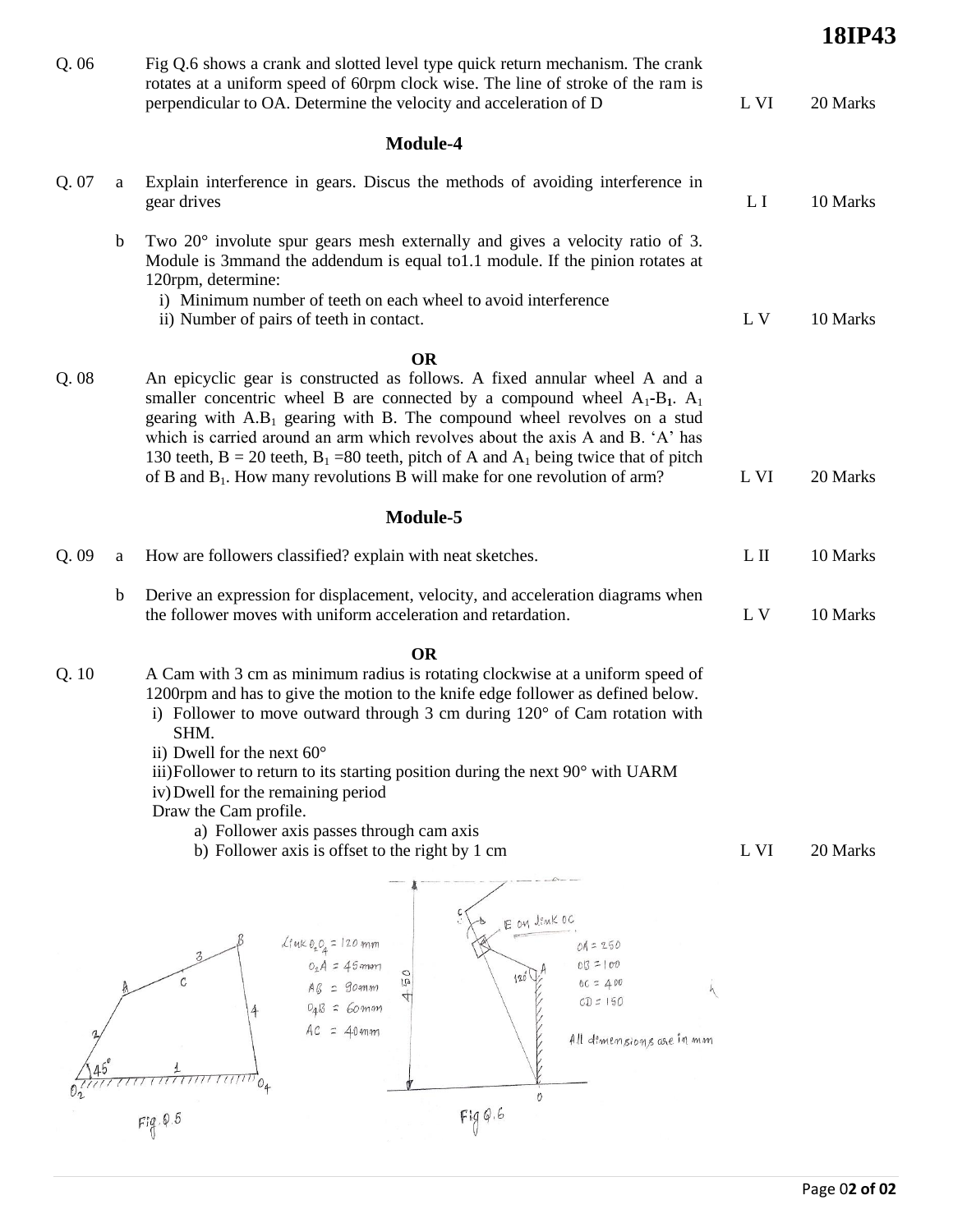| | | | |
|---|---|---|---|
| Q. 06 | Fig Q.6 shows a crank and slotted level type quick return mechanism. The crank rotates at a uniform speed of 60rpm clock wise. The line of stroke of the ram is perpendicular to OA. Determine the velocity and acceleration of D | L VI | 20 Marks |

## Module-4

| | | | | |
|---|---|---|---|---|
| Q. 07 | a | Explain interference in gears. Discus the methods of avoiding interference in gear drives | L I | 10 Marks |
| | b | Two 20° involute spur gears mesh externally and gives a velocity ratio of 3. Module is 3mmand the addendum is equal to1.1 module. If the pinion rotates at 120rpm, determine:<br>i) Minimum number of teeth on each wheel to avoid interference<br>ii) Number of pairs of teeth in contact. | L V | 10 Marks |

**OR**

| | | | |
|---|---|---|---|
| Q. 08 | An epicyclic gear is constructed as follows. A fixed annular wheel A and a smaller concentric wheel B are connected by a compound wheel $A_1$-$B_1$. $A_1$ gearing with A.$B_1$ gearing with B. The compound wheel revolves on a stud which is carried around an arm which revolves about the axis A and B. 'A' has 130 teeth, B = 20 teeth, $B_1$ =80 teeth, pitch of A and $A_1$ being twice that of pitch of B and $B_1$. How many revolutions B will make for one revolution of arm? | L VI | 20 Marks |

## Module-5

| | | | | |
|---|---|---|---|---|
| Q. 09 | a | How are followers classified? explain with neat sketches. | L II | 10 Marks |
| | b | Derive an expression for displacement, velocity, and acceleration diagrams when the follower moves with uniform acceleration and retardation. | L V | 10 Marks |

**OR**

| | | | |
|---|---|---|---|
| Q. 10 | A Cam with 3 cm as minimum radius is rotating clockwise at a uniform speed of 1200rpm and has to give the motion to the knife edge follower as defined below.<br>i) Follower to move outward through 3 cm during 120° of Cam rotation with SHM.<br>ii) Dwell for the next 60°<br>iii) Follower to return to its starting position during the next 90° with UARM<br>iv) Dwell for the remaining period<br>Draw the Cam profile.<br>a) Follower axis passes through cam axis<br>b) Follower axis is offset to the right by 1 cm | L VI | 20 Marks |

Link $O_2O_4$ = 120 mm
$O_2A$ = 45mm
AB = 90mm
$O_4B$ = 60mm
AC = 40mm

Fig.Q.5

E on link OC
OA = 250
OB = 100
OC = 400
CD = 150
All dimensions are in mm
450
120°

Fig Q.6